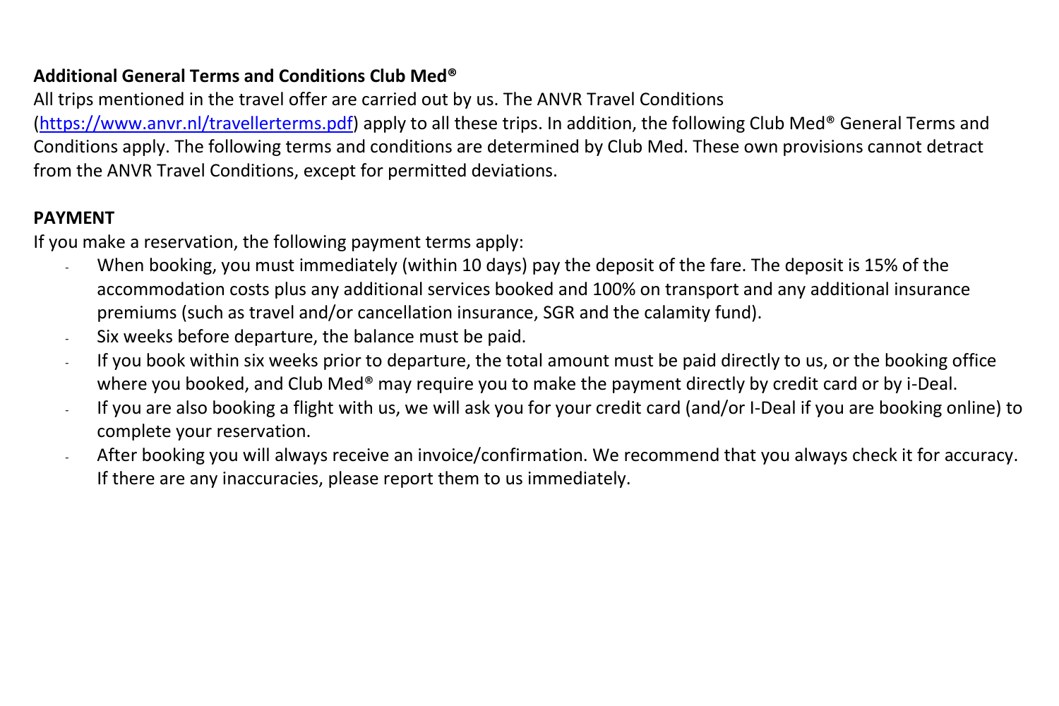**Additional General Terms and Conditions Club Med®**

All trips mentioned in the travel offer are carried out by us. The ANVR Travel Conditions (https://www.anvr.nl/travellerterms.pdf) apply to all these trips. In addition, the following Club Med® General Terms and Conditions apply. The following terms and conditions are determined by Club Med. These own provisions cannot detract from the ANVR Travel Conditions, except for permitted deviations.

**PAYMENT**

If you make a reservation, the following payment terms apply:

- When booking, you must immediately (within 10 days) pay the deposit of the fare. The deposit is 15% of the accommodation costs plus any additional services booked and 100% on transport and any additional insurance premiums (such as travel and/or cancellation insurance, SGR and the calamity fund).
- Six weeks before departure, the balance must be paid.
- If you book within six weeks prior to departure, the total amount must be paid directly to us, or the booking office where you booked, and Club Med® may require you to make the payment directly by credit card or by i-Deal.
- If you are also booking a flight with us, we will ask you for your credit card (and/or I-Deal if you are booking online) to complete your reservation.
- After booking you will always receive an invoice/confirmation. We recommend that you always check it for accuracy. If there are any inaccuracies, please report them to us immediately.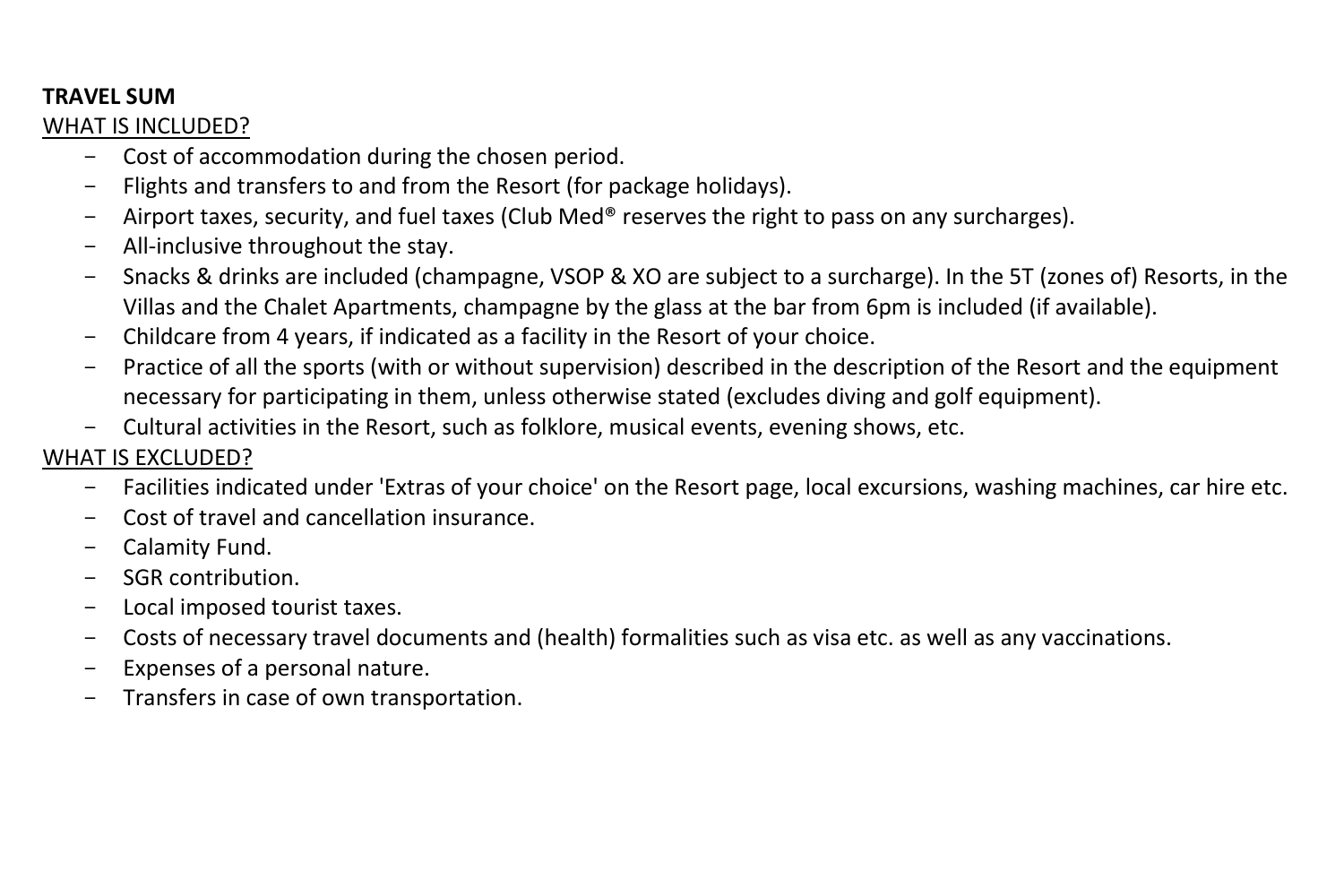**TRAVEL SUM**

WHAT IS INCLUDED?

- Cost of accommodation during the chosen period.
- Flights and transfers to and from the Resort (for package holidays).
- Airport taxes, security, and fuel taxes (Club Med® reserves the right to pass on any surcharges).
- All-inclusive throughout the stay.
- Snacks & drinks are included (champagne, VSOP & XO are subject to a surcharge). In the 5T (zones of) Resorts, in the Villas and the Chalet Apartments, champagne by the glass at the bar from 6pm is included (if available).
- Childcare from 4 years, if indicated as a facility in the Resort of your choice.
- Practice of all the sports (with or without supervision) described in the description of the Resort and the equipment necessary for participating in them, unless otherwise stated (excludes diving and golf equipment).
- Cultural activities in the Resort, such as folklore, musical events, evening shows, etc.

WHAT IS EXCLUDED?

- Facilities indicated under 'Extras of your choice' on the Resort page, local excursions, washing machines, car hire etc.
- Cost of travel and cancellation insurance.
- Calamity Fund.
- SGR contribution.
- Local imposed tourist taxes.
- Costs of necessary travel documents and (health) formalities such as visa etc. as well as any vaccinations.
- Expenses of a personal nature.
- Transfers in case of own transportation.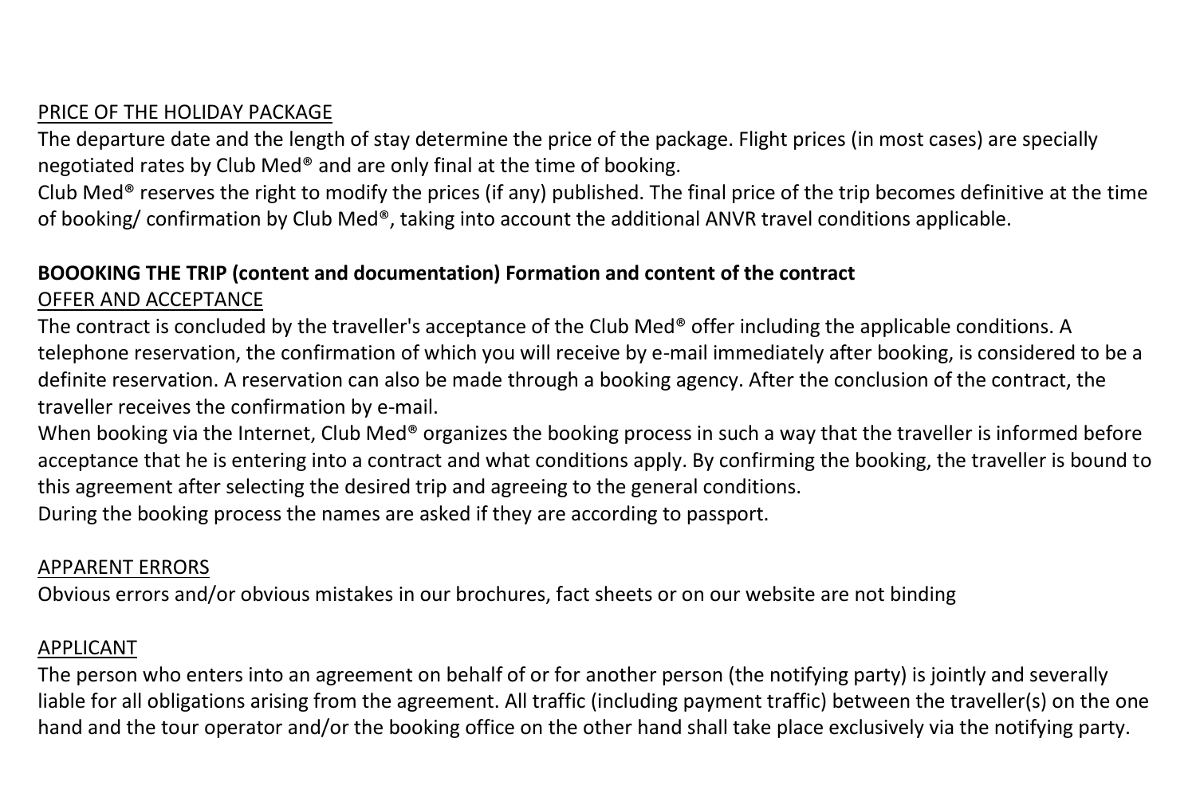## PRICE OF THE HOLIDAY PACKAGE

The departure date and the length of stay determine the price of the package. Flight prices (in most cases) are specially negotiated rates by Club Med® and are only final at the time of booking.
Club Med® reserves the right to modify the prices (if any) published. The final price of the trip becomes definitive at the time of booking/ confirmation by Club Med®, taking into account the additional ANVR travel conditions applicable.

**BOOOKING THE TRIP (content and documentation) Formation and content of the contract**

## OFFER AND ACCEPTANCE

The contract is concluded by the traveller's acceptance of the Club Med® offer including the applicable conditions. A telephone reservation, the confirmation of which you will receive by e-mail immediately after booking, is considered to be a definite reservation. A reservation can also be made through a booking agency. After the conclusion of the contract, the traveller receives the confirmation by e-mail.
When booking via the Internet, Club Med® organizes the booking process in such a way that the traveller is informed before acceptance that he is entering into a contract and what conditions apply. By confirming the booking, the traveller is bound to this agreement after selecting the desired trip and agreeing to the general conditions.
During the booking process the names are asked if they are according to passport.

## APPARENT ERRORS

Obvious errors and/or obvious mistakes in our brochures, fact sheets or on our website are not binding

## APPLICANT

The person who enters into an agreement on behalf of or for another person (the notifying party) is jointly and severally liable for all obligations arising from the agreement. All traffic (including payment traffic) between the traveller(s) on the one hand and the tour operator and/or the booking office on the other hand shall take place exclusively via the notifying party.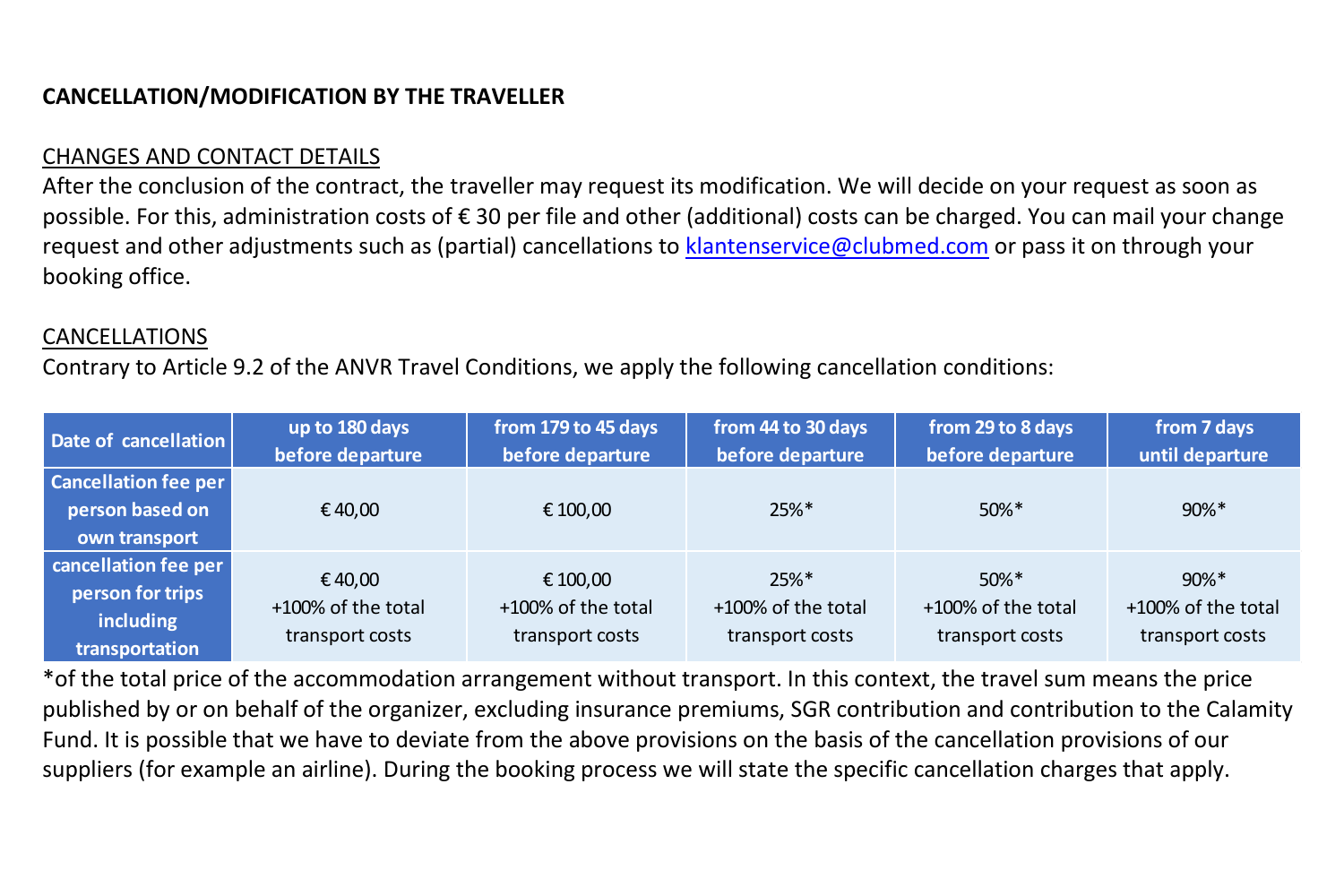**CANCELLATION/MODIFICATION BY THE TRAVELLER**

<u>CHANGES AND CONTACT DETAILS</u>

After the conclusion of the contract, the traveller may request its modification. We will decide on your request as soon as possible. For this, administration costs of € 30 per file and other (additional) costs can be charged. You can mail your change request and other adjustments such as (partial) cancellations to klantenservice@clubmed.com or pass it on through your booking office.

<u>CANCELLATIONS</u>

Contrary to Article 9.2 of the ANVR Travel Conditions, we apply the following cancellation conditions:

| Date of cancellation | up to 180 days before departure | from 179 to 45 days before departure | from 44 to 30 days before departure | from 29 to 8 days before departure | from 7 days until departure |
|---|---|---|---|---|---|
| Cancellation fee per person based on own transport | € 40,00 | € 100,00 | 25%* | 50%* | 90%* |
| cancellation fee per person for trips including transportation | € 40,00 +100% of the total transport costs | € 100,00 +100% of the total transport costs | 25%* +100% of the total transport costs | 50%* +100% of the total transport costs | 90%* +100% of the total transport costs |

*of the total price of the accommodation arrangement without transport. In this context, the travel sum means the price published by or on behalf of the organizer, excluding insurance premiums, SGR contribution and contribution to the Calamity Fund. It is possible that we have to deviate from the above provisions on the basis of the cancellation provisions of our suppliers (for example an airline). During the booking process we will state the specific cancellation charges that apply.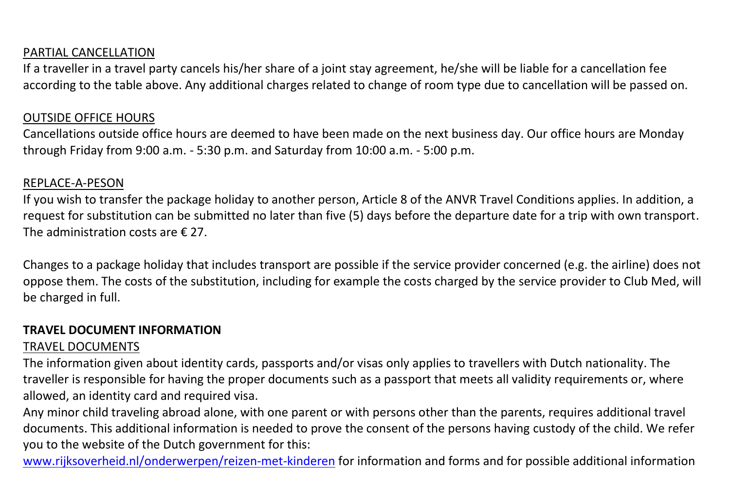<u>PARTIAL CANCELLATION</u>

If a traveller in a travel party cancels his/her share of a joint stay agreement, he/she will be liable for a cancellation fee according to the table above. Any additional charges related to change of room type due to cancellation will be passed on.

<u>OUTSIDE OFFICE HOURS</u>

Cancellations outside office hours are deemed to have been made on the next business day. Our office hours are Monday through Friday from 9:00 a.m. - 5:30 p.m. and Saturday from 10:00 a.m. - 5:00 p.m.

<u>REPLACE-A-PESON</u>

If you wish to transfer the package holiday to another person, Article 8 of the ANVR Travel Conditions applies. In addition, a request for substitution can be submitted no later than five (5) days before the departure date for a trip with own transport. The administration costs are € 27.

Changes to a package holiday that includes transport are possible if the service provider concerned (e.g. the airline) does not oppose them. The costs of the substitution, including for example the costs charged by the service provider to Club Med, will be charged in full.

**TRAVEL DOCUMENT INFORMATION**

<u>TRAVEL DOCUMENTS</u>

The information given about identity cards, passports and/or visas only applies to travellers with Dutch nationality. The traveller is responsible for having the proper documents such as a passport that meets all validity requirements or, where allowed, an identity card and required visa.

Any minor child traveling abroad alone, with one parent or with persons other than the parents, requires additional travel documents. This additional information is needed to prove the consent of the persons having custody of the child. We refer you to the website of the Dutch government for this:

[www.rijksoverheid.nl/onderwerpen/reizen-met-kinderen](http://www.rijksoverheid.nl/onderwerpen/reizen-met-kinderen) for information and forms and for possible additional information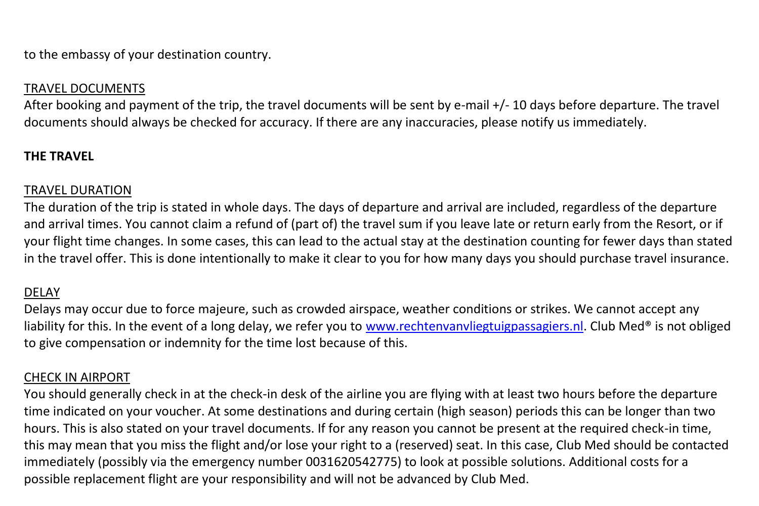to the embassy of your destination country.

TRAVEL DOCUMENTS

After booking and payment of the trip, the travel documents will be sent by e-mail +/- 10 days before departure. The travel documents should always be checked for accuracy. If there are any inaccuracies, please notify us immediately.

**THE TRAVEL**

TRAVEL DURATION

The duration of the trip is stated in whole days. The days of departure and arrival are included, regardless of the departure and arrival times. You cannot claim a refund of (part of) the travel sum if you leave late or return early from the Resort, or if your flight time changes. In some cases, this can lead to the actual stay at the destination counting for fewer days than stated in the travel offer. This is done intentionally to make it clear to you for how many days you should purchase travel insurance.

DELAY

Delays may occur due to force majeure, such as crowded airspace, weather conditions or strikes. We cannot accept any liability for this. In the event of a long delay, we refer you to [www.rechtenvanvliegtuigpassagiers.nl](http://www.rechtenvanvliegtuigpassagiers.nl). Club Med® is not obliged to give compensation or indemnity for the time lost because of this.

CHECK IN AIRPORT

You should generally check in at the check-in desk of the airline you are flying with at least two hours before the departure time indicated on your voucher. At some destinations and during certain (high season) periods this can be longer than two hours. This is also stated on your travel documents. If for any reason you cannot be present at the required check-in time, this may mean that you miss the flight and/or lose your right to a (reserved) seat. In this case, Club Med should be contacted immediately (possibly via the emergency number 0031620542775) to look at possible solutions. Additional costs for a possible replacement flight are your responsibility and will not be advanced by Club Med.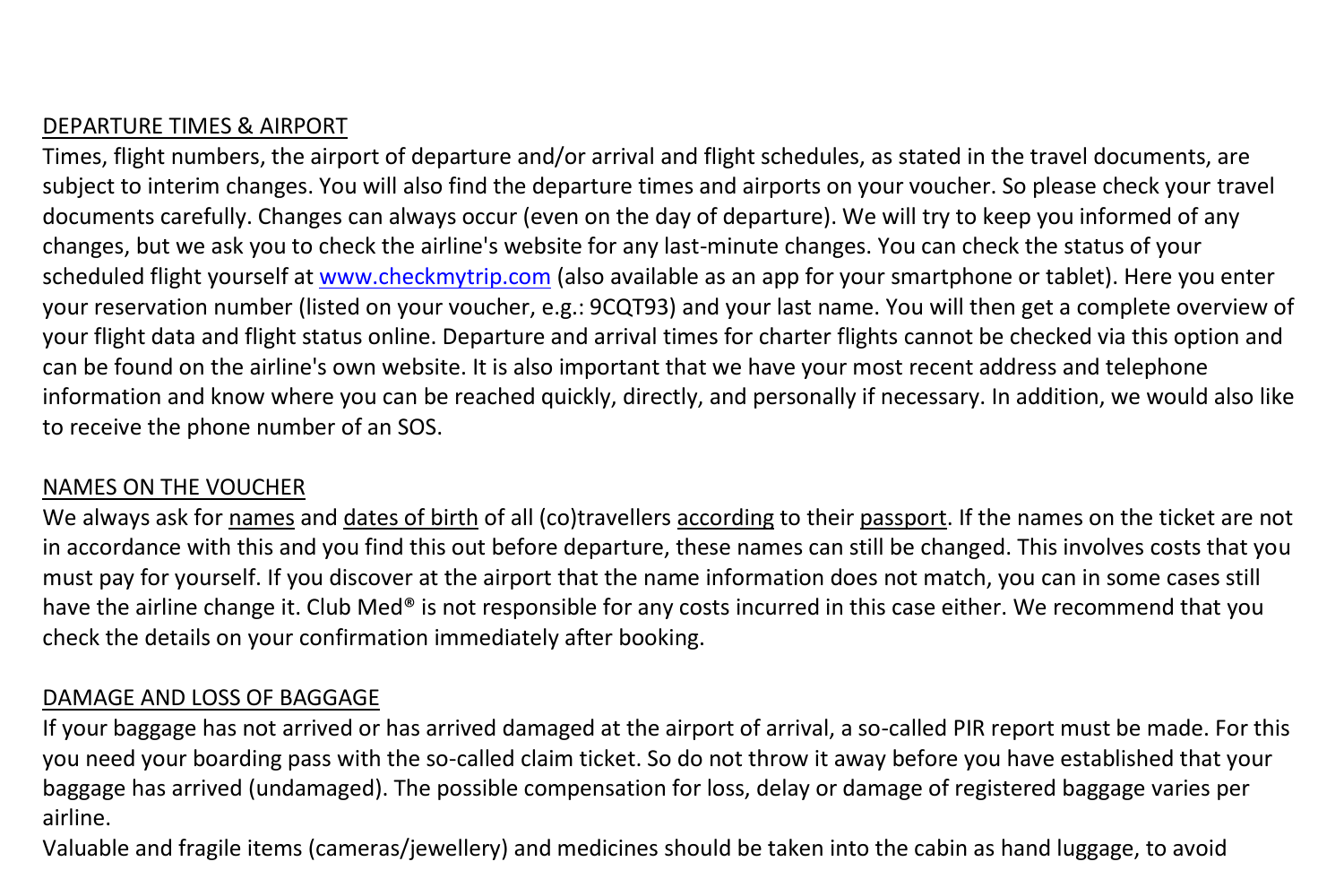## DEPARTURE TIMES & AIRPORT

Times, flight numbers, the airport of departure and/or arrival and flight schedules, as stated in the travel documents, are subject to interim changes. You will also find the departure times and airports on your voucher. So please check your travel documents carefully. Changes can always occur (even on the day of departure). We will try to keep you informed of any changes, but we ask you to check the airline's website for any last-minute changes. You can check the status of your scheduled flight yourself at [www.checkmytrip.com](http://www.checkmytrip.com) (also available as an app for your smartphone or tablet). Here you enter your reservation number (listed on your voucher, e.g.: 9CQT93) and your last name. You will then get a complete overview of your flight data and flight status online. Departure and arrival times for charter flights cannot be checked via this option and can be found on the airline's own website. It is also important that we have your most recent address and telephone information and know where you can be reached quickly, directly, and personally if necessary. In addition, we would also like to receive the phone number of an SOS.

## NAMES ON THE VOUCHER

We always ask for names and dates of birth of all (co)travellers according to their passport. If the names on the ticket are not in accordance with this and you find this out before departure, these names can still be changed. This involves costs that you must pay for yourself. If you discover at the airport that the name information does not match, you can in some cases still have the airline change it. Club Med® is not responsible for any costs incurred in this case either. We recommend that you check the details on your confirmation immediately after booking.

## DAMAGE AND LOSS OF BAGGAGE

If your baggage has not arrived or has arrived damaged at the airport of arrival, a so-called PIR report must be made. For this you need your boarding pass with the so-called claim ticket. So do not throw it away before you have established that your baggage has arrived (undamaged). The possible compensation for loss, delay or damage of registered baggage varies per airline.

Valuable and fragile items (cameras/jewellery) and medicines should be taken into the cabin as hand luggage, to avoid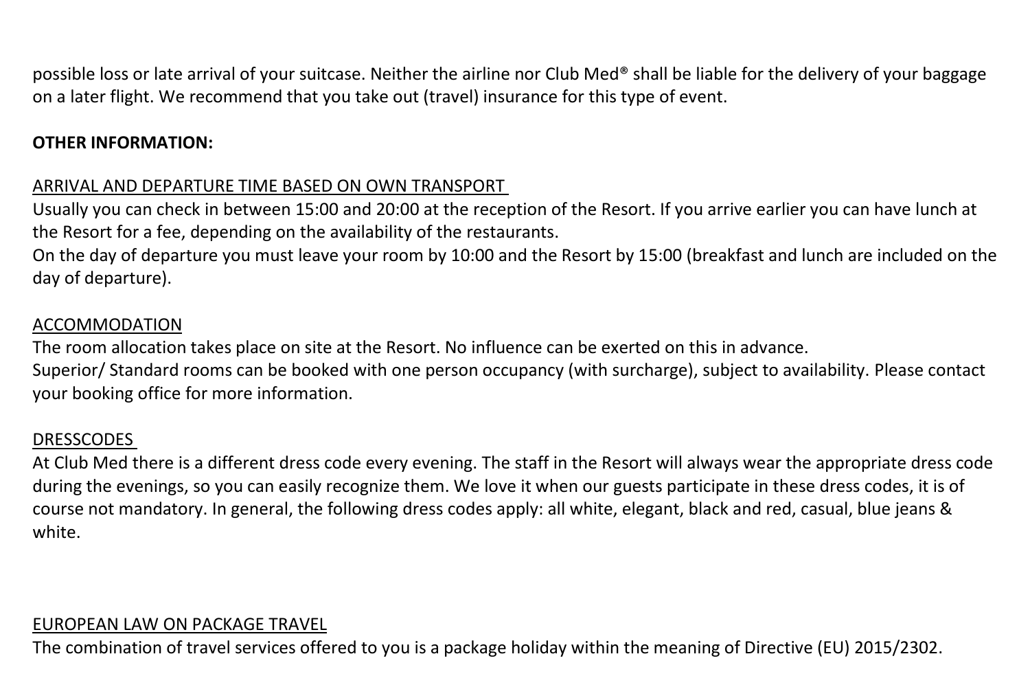possible loss or late arrival of your suitcase. Neither the airline nor Club Med® shall be liable for the delivery of your baggage on a later flight. We recommend that you take out (travel) insurance for this type of event.

**OTHER INFORMATION:**

ARRIVAL AND DEPARTURE TIME BASED ON OWN TRANSPORT

Usually you can check in between 15:00 and 20:00 at the reception of the Resort. If you arrive earlier you can have lunch at the Resort for a fee, depending on the availability of the restaurants.
On the day of departure you must leave your room by 10:00 and the Resort by 15:00 (breakfast and lunch are included on the day of departure).

ACCOMMODATION

The room allocation takes place on site at the Resort. No influence can be exerted on this in advance.
Superior/ Standard rooms can be booked with one person occupancy (with surcharge), subject to availability. Please contact your booking office for more information.

DRESSCODES

At Club Med there is a different dress code every evening. The staff in the Resort will always wear the appropriate dress code during the evenings, so you can easily recognize them. We love it when our guests participate in these dress codes, it is of course not mandatory. In general, the following dress codes apply: all white, elegant, black and red, casual, blue jeans & white.

EUROPEAN LAW ON PACKAGE TRAVEL

The combination of travel services offered to you is a package holiday within the meaning of Directive (EU) 2015/2302.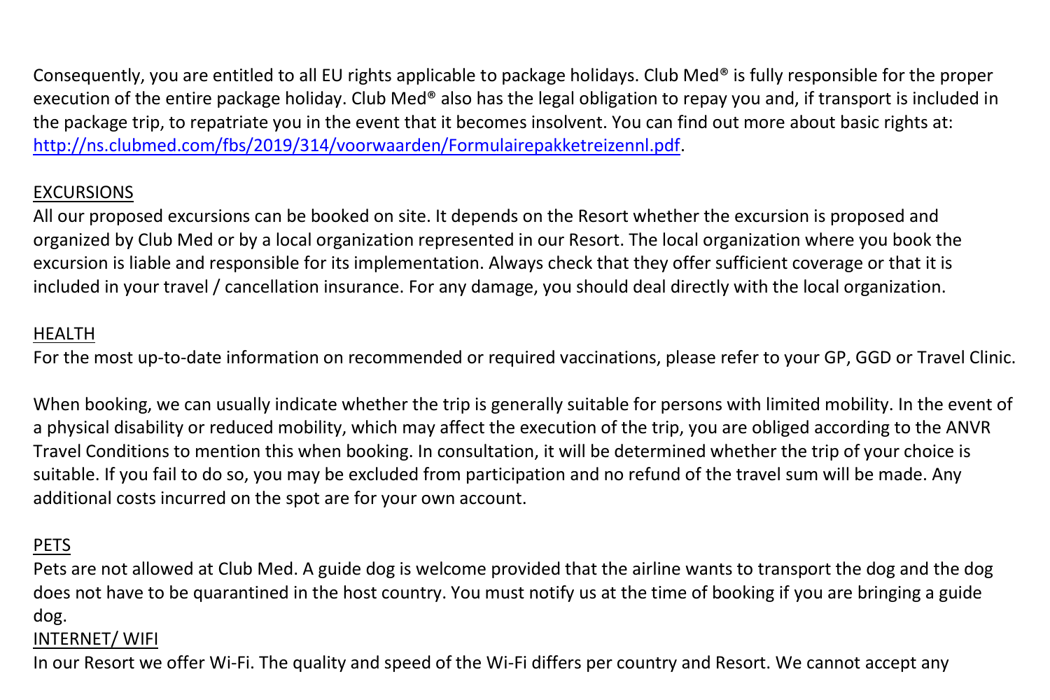Consequently, you are entitled to all EU rights applicable to package holidays. Club Med® is fully responsible for the proper execution of the entire package holiday. Club Med® also has the legal obligation to repay you and, if transport is included in the package trip, to repatriate you in the event that it becomes insolvent. You can find out more about basic rights at: [http://ns.clubmed.com/fbs/2019/314/voorwaarden/Formulairepakketreizennl.pdf](http://ns.clubmed.com/fbs/2019/314/voorwaarden/Formulairepakketreizennl.pdf).

EXCURSIONS

All our proposed excursions can be booked on site. It depends on the Resort whether the excursion is proposed and organized by Club Med or by a local organization represented in our Resort. The local organization where you book the excursion is liable and responsible for its implementation. Always check that they offer sufficient coverage or that it is included in your travel / cancellation insurance. For any damage, you should deal directly with the local organization.

HEALTH

For the most up-to-date information on recommended or required vaccinations, please refer to your GP, GGD or Travel Clinic.

When booking, we can usually indicate whether the trip is generally suitable for persons with limited mobility. In the event of a physical disability or reduced mobility, which may affect the execution of the trip, you are obliged according to the ANVR Travel Conditions to mention this when booking. In consultation, it will be determined whether the trip of your choice is suitable. If you fail to do so, you may be excluded from participation and no refund of the travel sum will be made. Any additional costs incurred on the spot are for your own account.

PETS

Pets are not allowed at Club Med. A guide dog is welcome provided that the airline wants to transport the dog and the dog does not have to be quarantined in the host country. You must notify us at the time of booking if you are bringing a guide dog.

INTERNET/ WIFI

In our Resort we offer Wi-Fi. The quality and speed of the Wi-Fi differs per country and Resort. We cannot accept any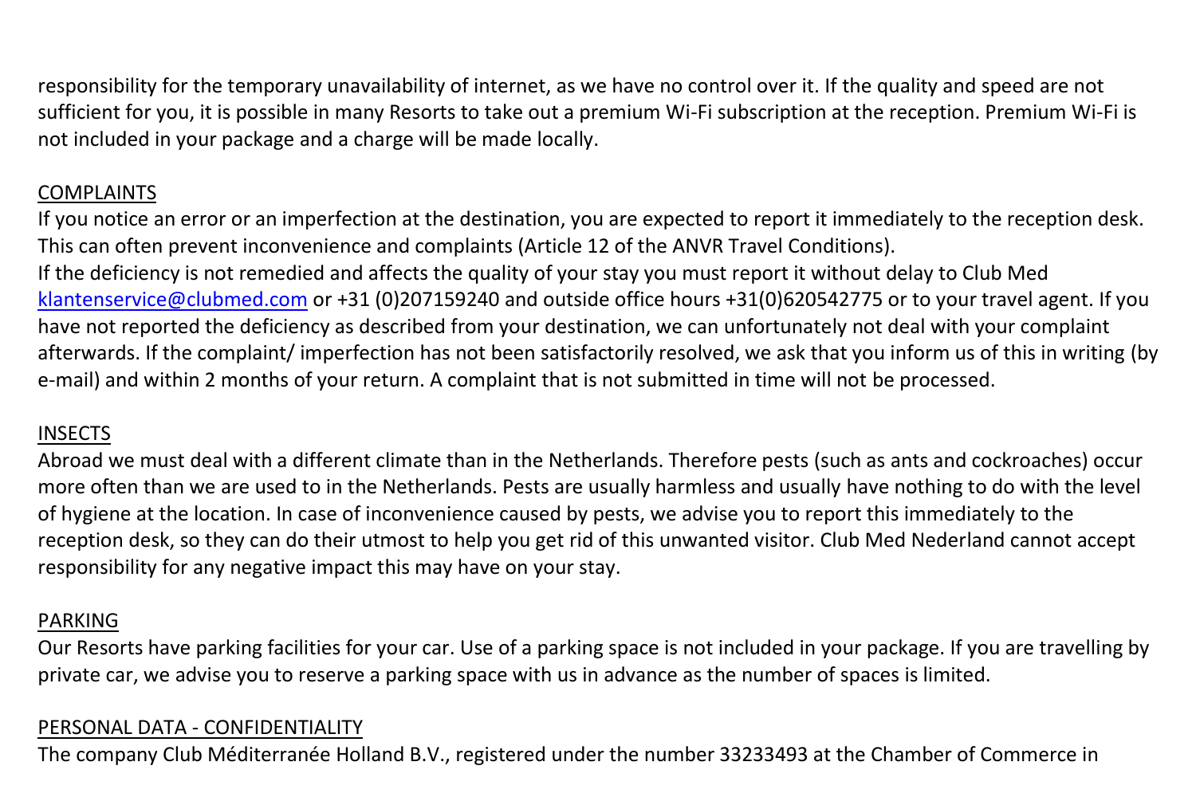responsibility for the temporary unavailability of internet, as we have no control over it. If the quality and speed are not sufficient for you, it is possible in many Resorts to take out a premium Wi-Fi subscription at the reception. Premium Wi-Fi is not included in your package and a charge will be made locally.

## COMPLAINTS

If you notice an error or an imperfection at the destination, you are expected to report it immediately to the reception desk. This can often prevent inconvenience and complaints (Article 12 of the ANVR Travel Conditions).
If the deficiency is not remedied and affects the quality of your stay you must report it without delay to Club Med klantenservice@clubmed.com or +31 (0)207159240 and outside office hours +31(0)620542775 or to your travel agent. If you have not reported the deficiency as described from your destination, we can unfortunately not deal with your complaint afterwards. If the complaint/ imperfection has not been satisfactorily resolved, we ask that you inform us of this in writing (by e-mail) and within 2 months of your return. A complaint that is not submitted in time will not be processed.

## INSECTS

Abroad we must deal with a different climate than in the Netherlands. Therefore pests (such as ants and cockroaches) occur more often than we are used to in the Netherlands. Pests are usually harmless and usually have nothing to do with the level of hygiene at the location. In case of inconvenience caused by pests, we advise you to report this immediately to the reception desk, so they can do their utmost to help you get rid of this unwanted visitor. Club Med Nederland cannot accept responsibility for any negative impact this may have on your stay.

## PARKING

Our Resorts have parking facilities for your car. Use of a parking space is not included in your package. If you are travelling by private car, we advise you to reserve a parking space with us in advance as the number of spaces is limited.

## PERSONAL DATA - CONFIDENTIALITY

The company Club Méditerranée Holland B.V., registered under the number 33233493 at the Chamber of Commerce in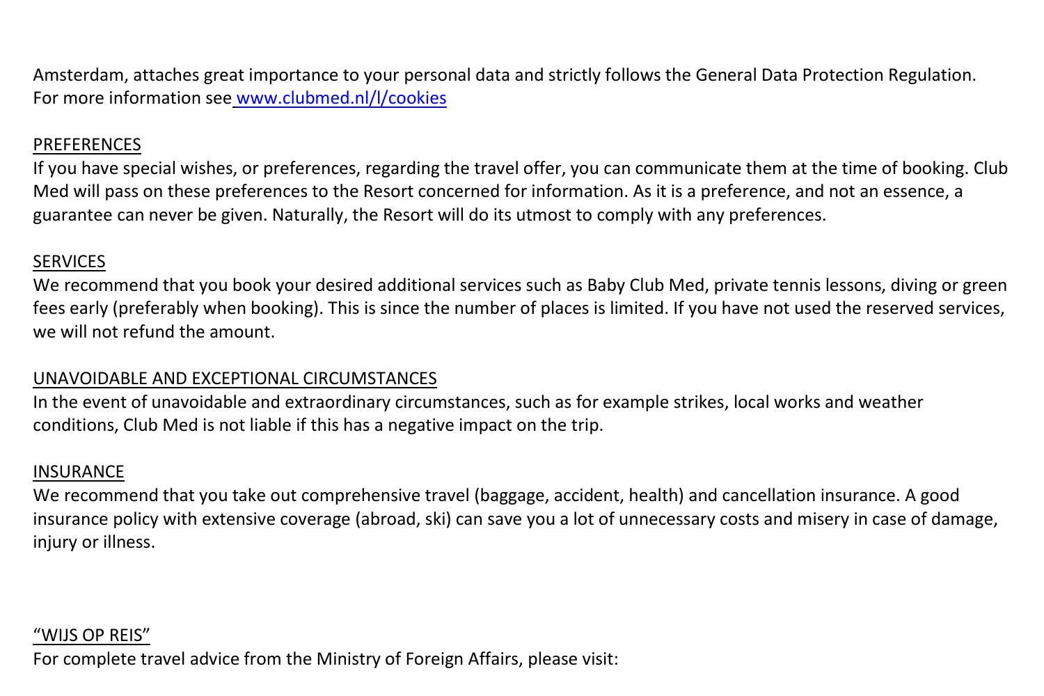Amsterdam, attaches great importance to your personal data and strictly follows the General Data Protection Regulation. For more information see [www.clubmed.nl/l/cookies](http://www.clubmed.nl/l/cookies)

## PREFERENCES

If you have special wishes, or preferences, regarding the travel offer, you can communicate them at the time of booking. Club Med will pass on these preferences to the Resort concerned for information. As it is a preference, and not an essence, a guarantee can never be given. Naturally, the Resort will do its utmost to comply with any preferences.

## SERVICES

We recommend that you book your desired additional services such as Baby Club Med, private tennis lessons, diving or green fees early (preferably when booking). This is since the number of places is limited. If you have not used the reserved services, we will not refund the amount.

## UNAVOIDABLE AND EXCEPTIONAL CIRCUMSTANCES

In the event of unavoidable and extraordinary circumstances, such as for example strikes, local works and weather conditions, Club Med is not liable if this has a negative impact on the trip.

## INSURANCE

We recommend that you take out comprehensive travel (baggage, accident, health) and cancellation insurance. A good insurance policy with extensive coverage (abroad, ski) can save you a lot of unnecessary costs and misery in case of damage, injury or illness.

## “WIJS OP REIS”

For complete travel advice from the Ministry of Foreign Affairs, please visit: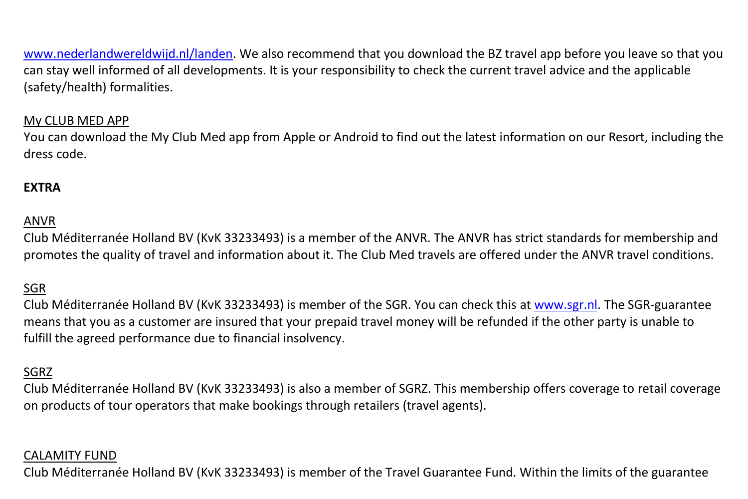www.nederlandwereldwijd.nl/landen. We also recommend that you download the BZ travel app before you leave so that you can stay well informed of all developments. It is your responsibility to check the current travel advice and the applicable (safety/health) formalities.

My CLUB MED APP

You can download the My Club Med app from Apple or Android to find out the latest information on our Resort, including the dress code.

**EXTRA**

ANVR

Club Méditerranée Holland BV (KvK 33233493) is a member of the ANVR. The ANVR has strict standards for membership and promotes the quality of travel and information about it. The Club Med travels are offered under the ANVR travel conditions.

SGR

Club Méditerranée Holland BV (KvK 33233493) is member of the SGR. You can check this at www.sgr.nl. The SGR-guarantee means that you as a customer are insured that your prepaid travel money will be refunded if the other party is unable to fulfill the agreed performance due to financial insolvency.

SGRZ

Club Méditerranée Holland BV (KvK 33233493) is also a member of SGRZ. This membership offers coverage to retail coverage on products of tour operators that make bookings through retailers (travel agents).

CALAMITY FUND

Club Méditerranée Holland BV (KvK 33233493) is member of the Travel Guarantee Fund. Within the limits of the guarantee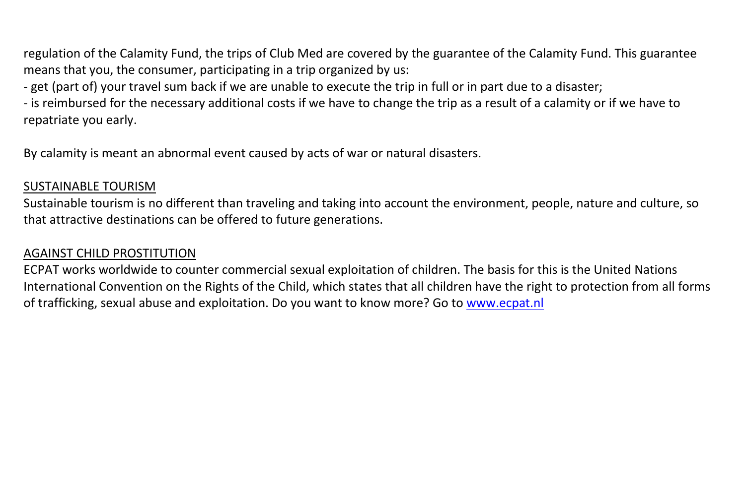regulation of the Calamity Fund, the trips of Club Med are covered by the guarantee of the Calamity Fund. This guarantee means that you, the consumer, participating in a trip organized by us:

- get (part of) your travel sum back if we are unable to execute the trip in full or in part due to a disaster;
- is reimbursed for the necessary additional costs if we have to change the trip as a result of a calamity or if we have to repatriate you early.

By calamity is meant an abnormal event caused by acts of war or natural disasters.

## SUSTAINABLE TOURISM

Sustainable tourism is no different than traveling and taking into account the environment, people, nature and culture, so that attractive destinations can be offered to future generations.

## AGAINST CHILD PROSTITUTION

ECPAT works worldwide to counter commercial sexual exploitation of children. The basis for this is the United Nations International Convention on the Rights of the Child, which states that all children have the right to protection from all forms of trafficking, sexual abuse and exploitation. Do you want to know more? Go to [www.ecpat.nl](http://www.ecpat.nl)